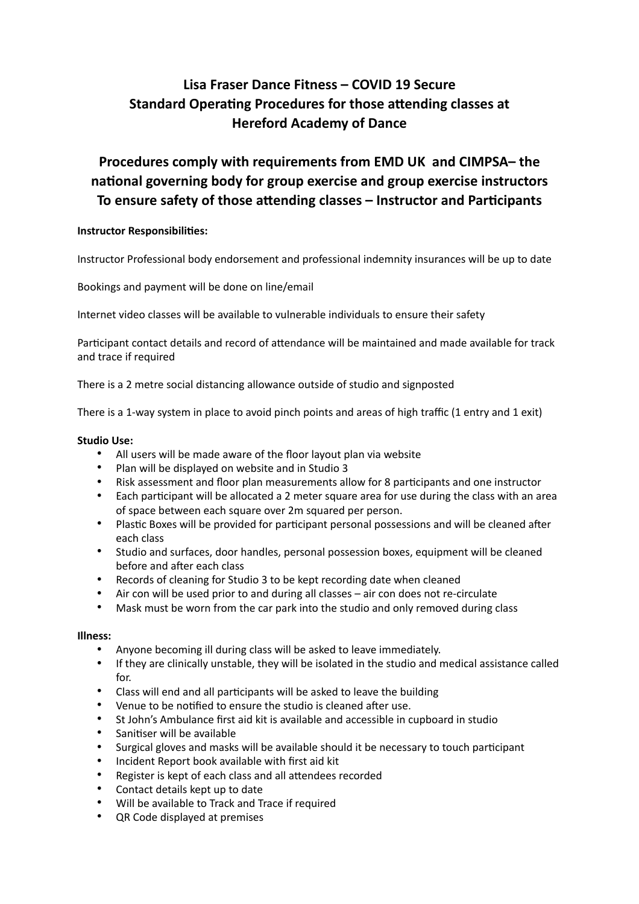# Lisa Fraser Dance Fitness – COVID 19 Secure
# Standard Operating Procedures for those attending classes at Hereford Academy of Dance

## Procedures comply with requirements from EMD UK and CIMPSA– the national governing body for group exercise and group exercise instructors
## To ensure safety of those attending classes – Instructor and Participants

**Instructor Responsibilities:**

Instructor Professional body endorsement and professional indemnity insurances will be up to date

Bookings and payment will be done on line/email

Internet video classes will be available to vulnerable individuals to ensure their safety

Participant contact details and record of attendance will be maintained and made available for track and trace if required

There is a 2 metre social distancing allowance outside of studio and signposted

There is a 1-way system in place to avoid pinch points and areas of high traffic (1 entry and 1 exit)

**Studio Use:**

- All users will be made aware of the floor layout plan via website
- Plan will be displayed on website and in Studio 3
- Risk assessment and floor plan measurements allow for 8 participants and one instructor
- Each participant will be allocated a 2 meter square area for use during the class with an area of space between each square over 2m squared per person.
- Plastic Boxes will be provided for participant personal possessions and will be cleaned after each class
- Studio and surfaces, door handles, personal possession boxes, equipment will be cleaned before and after each class
- Records of cleaning for Studio 3 to be kept recording date when cleaned
- Air con will be used prior to and during all classes – air con does not re-circulate
- Mask must be worn from the car park into the studio and only removed during class

**Illness:**

- Anyone becoming ill during class will be asked to leave immediately.
- If they are clinically unstable, they will be isolated in the studio and medical assistance called for.
- Class will end and all participants will be asked to leave the building
- Venue to be notified to ensure the studio is cleaned after use.
- St John's Ambulance first aid kit is available and accessible in cupboard in studio
- Sanitiser will be available
- Surgical gloves and masks will be available should it be necessary to touch participant
- Incident Report book available with first aid kit
- Register is kept of each class and all attendees recorded
- Contact details kept up to date
- Will be available to Track and Trace if required
- QR Code displayed at premises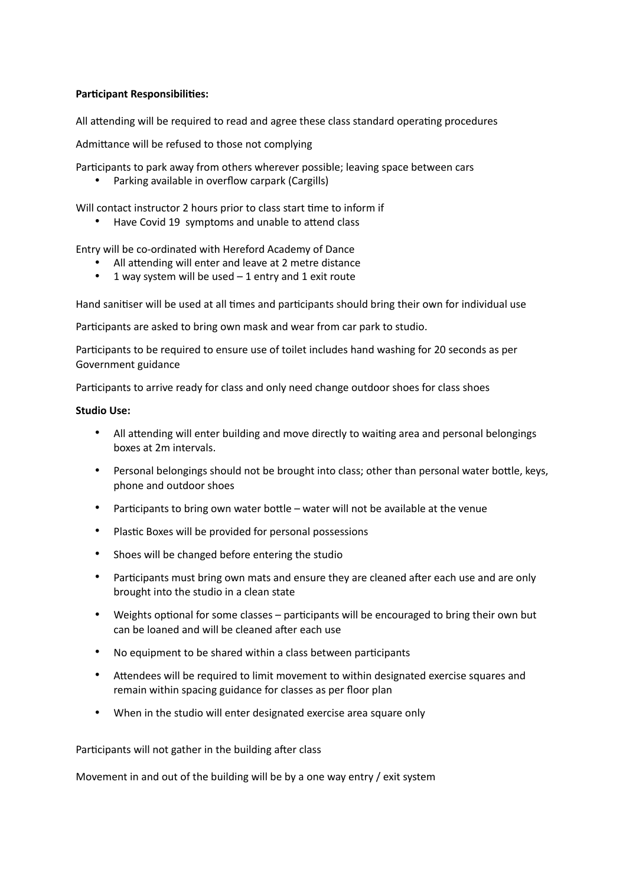**Participant Responsibilities:**

All attending will be required to read and agree these class standard operating procedures

Admittance will be refused to those not complying

Participants to park away from others wherever possible; leaving space between cars

- Parking available in overflow carpark (Cargills)

Will contact instructor 2 hours prior to class start time to inform if

- Have Covid 19 symptoms and unable to attend class

Entry will be co-ordinated with Hereford Academy of Dance

- All attending will enter and leave at 2 metre distance
- 1 way system will be used – 1 entry and 1 exit route

Hand sanitiser will be used at all times and participants should bring their own for individual use

Participants are asked to bring own mask and wear from car park to studio.

Participants to be required to ensure use of toilet includes hand washing for 20 seconds as per Government guidance

Participants to arrive ready for class and only need change outdoor shoes for class shoes

**Studio Use:**

- All attending will enter building and move directly to waiting area and personal belongings boxes at 2m intervals.
- Personal belongings should not be brought into class; other than personal water bottle, keys, phone and outdoor shoes
- Participants to bring own water bottle – water will not be available at the venue
- Plastic Boxes will be provided for personal possessions
- Shoes will be changed before entering the studio
- Participants must bring own mats and ensure they are cleaned after each use and are only brought into the studio in a clean state
- Weights optional for some classes – participants will be encouraged to bring their own but can be loaned and will be cleaned after each use
- No equipment to be shared within a class between participants
- Attendees will be required to limit movement to within designated exercise squares and remain within spacing guidance for classes as per floor plan
- When in the studio will enter designated exercise area square only

Participants will not gather in the building after class

Movement in and out of the building will be by a one way entry / exit system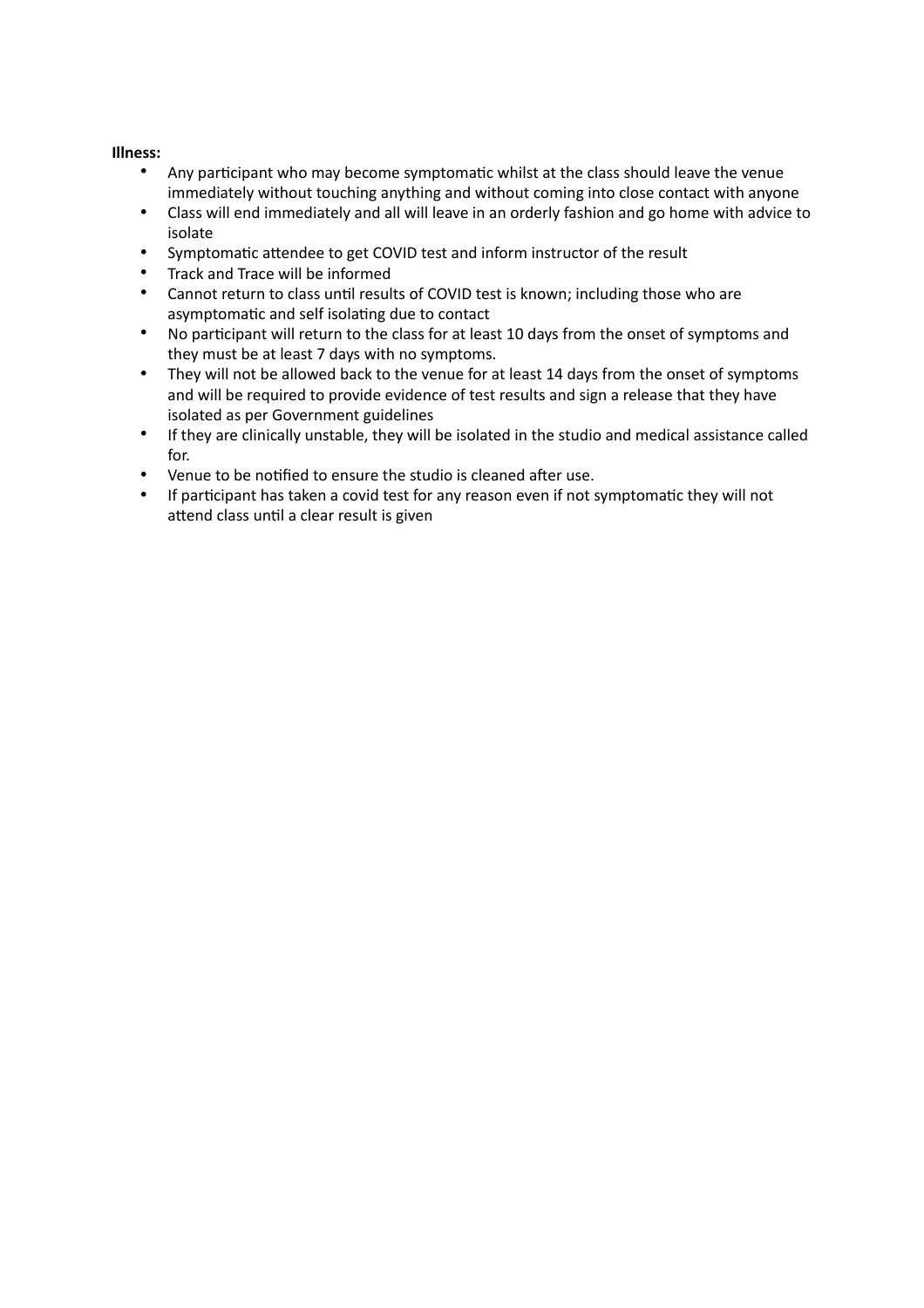**Illness:**

- Any participant who may become symptomatic whilst at the class should leave the venue immediately without touching anything and without coming into close contact with anyone
- Class will end immediately and all will leave in an orderly fashion and go home with advice to isolate
- Symptomatic attendee to get COVID test and inform instructor of the result
- Track and Trace will be informed
- Cannot return to class until results of COVID test is known; including those who are asymptomatic and self isolating due to contact
- No participant will return to the class for at least 10 days from the onset of symptoms and they must be at least 7 days with no symptoms.
- They will not be allowed back to the venue for at least 14 days from the onset of symptoms and will be required to provide evidence of test results and sign a release that they have isolated as per Government guidelines
- If they are clinically unstable, they will be isolated in the studio and medical assistance called for.
- Venue to be notified to ensure the studio is cleaned after use.
- If participant has taken a covid test for any reason even if not symptomatic they will not attend class until a clear result is given